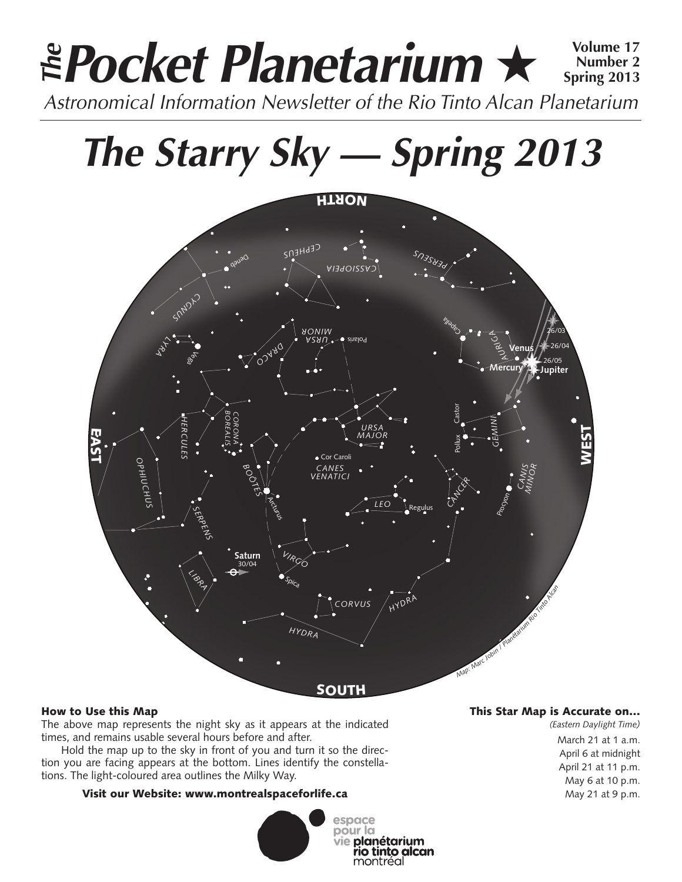# The Pocket Planetarium ★

Volume 17
Number 2
Spring 2013

*Astronomical Information Newsletter of the Rio Tinto Alcan Planetarium*

# *The Starry Sky — Spring 2013*

### How to Use this Map

The above map represents the night sky as it appears at the indicated times, and remains usable several hours before and after.

Hold the map up to the sky in front of you and turn it so the direction you are facing appears at the bottom. Lines identify the constellations. The light-coloured area outlines the Milky Way.

**Visit our Website: www.montrealspaceforlife.ca**

### This Star Map is Accurate on…

*(Eastern Daylight Time)*

March 21 at 1 a.m.
April 6 at midnight
April 21 at 11 p.m.
May 6 at 10 p.m.
May 21 at 9 p.m.

espace pour la vie planétarium rio tinto alcan montréal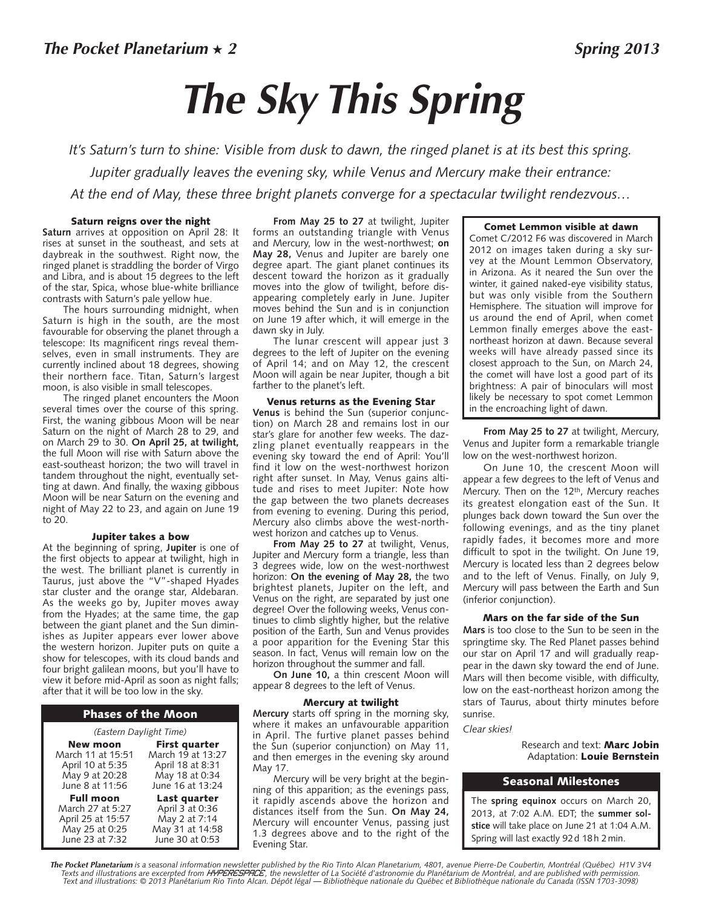# The Sky This Spring

*It's Saturn's turn to shine: Visible from dusk to dawn, the ringed planet is at its best this spring. Jupiter gradually leaves the evening sky, while Venus and Mercury make their entrance: At the end of May, these three bright planets converge for a spectacular twilight rendezvous…*

### Saturn reigns over the night

**Saturn** arrives at opposition on April 28: It rises at sunset in the southeast, and sets at daybreak in the southwest. Right now, the ringed planet is straddling the border of Virgo and Libra, and is about 15 degrees to the left of the star, Spica, whose blue-white brilliance contrasts with Saturn's pale yellow hue.

The hours surrounding midnight, when Saturn is high in the south, are the most favourable for observing the planet through a telescope: Its magnificent rings reveal themselves, even in small instruments. They are currently inclined about 18 degrees, showing their northern face. Titan, Saturn's largest moon, is also visible in small telescopes.

The ringed planet encounters the Moon several times over the course of this spring. First, the waning gibbous Moon will be near Saturn on the night of March 28 to 29, and on March 29 to 30. **On April 25, at twilight,** the full Moon will rise with Saturn above the east-southeast horizon; the two will travel in tandem throughout the night, eventually setting at dawn. And finally, the waxing gibbous Moon will be near Saturn on the evening and night of May 22 to 23, and again on June 19 to 20.

### Jupiter takes a bow

At the beginning of spring, **Jupiter** is one of the first objects to appear at twilight, high in the west. The brilliant planet is currently in Taurus, just above the "V"-shaped Hyades star cluster and the orange star, Aldebaran. As the weeks go by, Jupiter moves away from the Hyades; at the same time, the gap between the giant planet and the Sun diminishes as Jupiter appears ever lower above the western horizon. Jupiter puts on quite a show for telescopes, with its cloud bands and four bright galilean moons, but you'll have to view it before mid-April as soon as night falls; after that it will be too low in the sky.

**From May 25 to 27** at twilight, Jupiter forms an outstanding triangle with Venus and Mercury, low in the west-northwest; **on May 28,** Venus and Jupiter are barely one degree apart. The giant planet continues its descent toward the horizon as it gradually moves into the glow of twilight, before disappearing completely early in June. Jupiter moves behind the Sun and is in conjunction on June 19 after which, it will emerge in the dawn sky in July.

The lunar crescent will appear just 3 degrees to the left of Jupiter on the evening of April 14; and on May 12, the crescent Moon will again be near Jupiter, though a bit farther to the planet's left.

### Phases of the Moon

*(Eastern Daylight Time)*

| New moon | First quarter |
|---|---|
| March 11 at 15:51 | March 19 at 13:27 |
| April 10 at 5:35 | April 18 at 8:31 |
| May 9 at 20:28 | May 18 at 0:34 |
| June 8 at 11:56 | June 16 at 13:24 |
| **Full moon** | **Last quarter** |
| March 27 at 5:27 | April 3 at 0:36 |
| April 25 at 15:57 | May 2 at 7:14 |
| May 25 at 0:25 | May 31 at 14:58 |
| June 23 at 7:32 | June 30 at 0:53 |

### Venus returns as the Evening Star

**Venus** is behind the Sun (superior conjunction) on March 28 and remains lost in our star's glare for another few weeks. The dazzling planet eventually reappears in the evening sky toward the end of April: You'll find it low on the west-northwest horizon right after sunset. In May, Venus gains altitude and rises to meet Jupiter: Note how the gap between the two planets decreases from evening to evening. During this period, Mercury also climbs above the west-northwest horizon and catches up to Venus.

**From May 25 to 27** at twilight, Venus, Jupiter and Mercury form a triangle, less than 3 degrees wide, low on the west-northwest horizon: **On the evening of May 28,** the two brightest planets, Jupiter on the left, and Venus on the right, are separated by just one degree! Over the following weeks, Venus continues to climb slightly higher, but the relative position of the Earth, Sun and Venus provides a poor apparition for the Evening Star this season. In fact, Venus will remain low on the horizon throughout the summer and fall.

**On June 10,** a thin crescent Moon will appear 8 degrees to the left of Venus.

### Mercury at twilight

**Mercury** starts off spring in the morning sky, where it makes an unfavourable apparition in April. The furtive planet passes behind the Sun (superior conjunction) on May 11, and then emerges in the evening sky around May 17.

Mercury will be very bright at the beginning of this apparition; as the evenings pass, it rapidly ascends above the horizon and distances itself from the Sun. **On May 24,** Mercury will encounter Venus, passing just 1.3 degrees above and to the right of the Evening Star.

### Comet Lemmon visible at dawn

Comet C/2012 F6 was discovered in March 2012 on images taken during a sky survey at the Mount Lemmon Observatory, in Arizona. As it neared the Sun over the winter, it gained naked-eye visibility status, but was only visible from the Southern Hemisphere. The situation will improve for us around the end of April, when comet Lemmon finally emerges above the east-northeast horizon at dawn. Because several weeks will have already passed since its closest approach to the Sun, on March 24, the comet will have lost a good part of its brightness: A pair of binoculars will most likely be necessary to spot comet Lemmon in the encroaching light of dawn.

**From May 25 to 27** at twilight, Mercury, Venus and Jupiter form a remarkable triangle low on the west-northwest horizon.

On June 10, the crescent Moon will appear a few degrees to the left of Venus and Mercury. Then on the 12th, Mercury reaches its greatest elongation east of the Sun. It plunges back down toward the Sun over the following evenings, and as the tiny planet rapidly fades, it becomes more and more difficult to spot in the twilight. On June 19, Mercury is located less than 2 degrees below and to the left of Venus. Finally, on July 9, Mercury will pass between the Earth and Sun (inferior conjunction).

### Mars on the far side of the Sun

**Mars** is too close to the Sun to be seen in the springtime sky. The Red Planet passes behind our star on April 17 and will gradually reappear in the dawn sky toward the end of June. Mars will then become visible, with difficulty, low on the east-northeast horizon among the stars of Taurus, about thirty minutes before sunrise.

*Clear skies!*

Research and text: **Marc Jobin**
Adaptation: **Louie Bernstein**

### Seasonal Milestones

The **spring equinox** occurs on March 20, 2013, at 7:02 A.M. EDT; the **summer solstice** will take place on June 21 at 1:04 A.M. Spring will last exactly 92 d 18 h 2 min.

***The Pocket Planetarium*** *is a seasonal information newsletter published by the Rio Tinto Alcan Planetarium, 4801, avenue Pierre-De Coubertin, Montréal (Québec) H1V 3V4 Texts and illustrations are excerpted from HYPERESPACE, the newsletter of La Société d'astronomie du Planétarium de Montréal, and are published with permission. Text and illustrations: © 2013 Planétarium Rio Tinto Alcan. Dépôt légal — Bibliothèque nationale du Québec et Bibliothèque nationale du Canada (ISSN 1703-3098)*